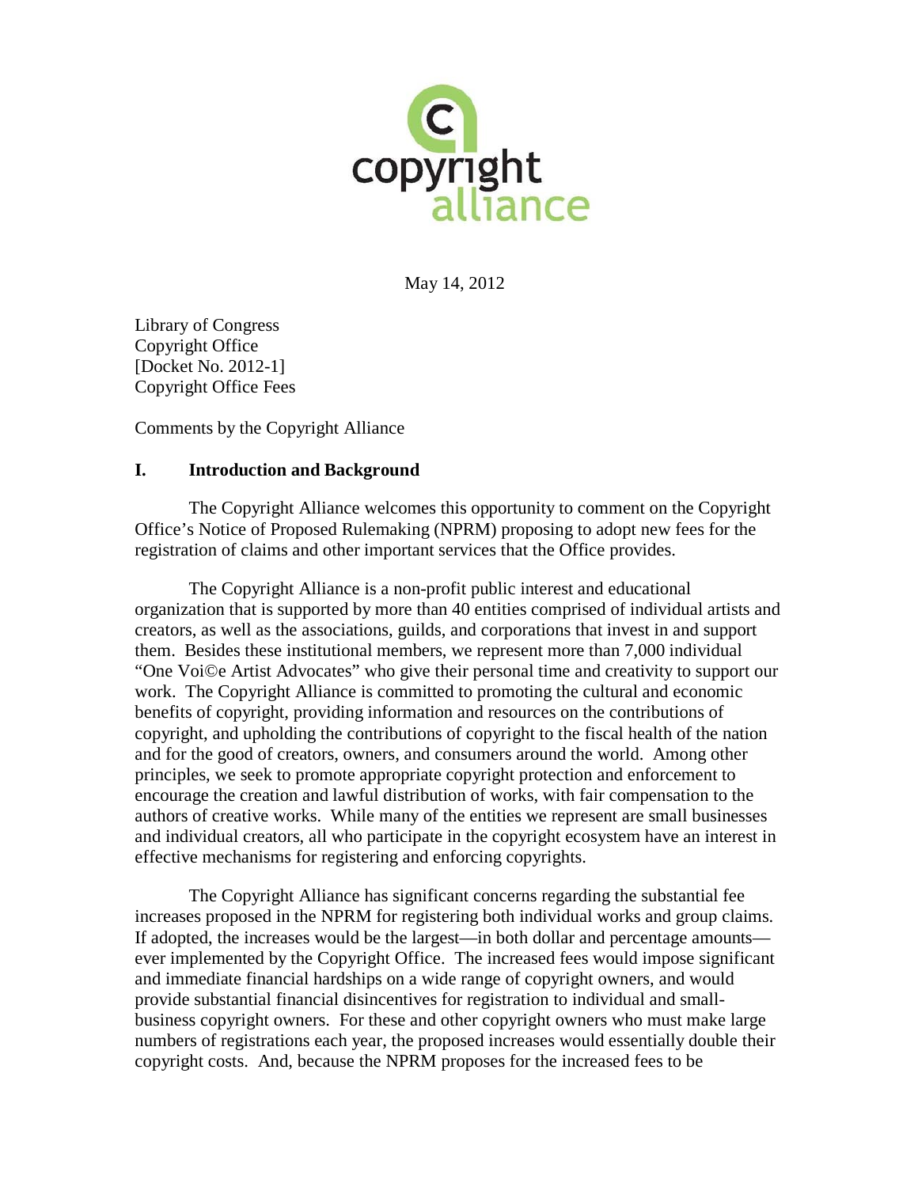May 14, 2012

Library of Congress
Copyright Office
[Docket No. 2012-1]
Copyright Office Fees

Comments by the Copyright Alliance

## I. Introduction and Background

The Copyright Alliance welcomes this opportunity to comment on the Copyright Office's Notice of Proposed Rulemaking (NPRM) proposing to adopt new fees for the registration of claims and other important services that the Office provides.

The Copyright Alliance is a non-profit public interest and educational organization that is supported by more than 40 entities comprised of individual artists and creators, as well as the associations, guilds, and corporations that invest in and support them. Besides these institutional members, we represent more than 7,000 individual "One Voi©e Artist Advocates" who give their personal time and creativity to support our work. The Copyright Alliance is committed to promoting the cultural and economic benefits of copyright, providing information and resources on the contributions of copyright, and upholding the contributions of copyright to the fiscal health of the nation and for the good of creators, owners, and consumers around the world. Among other principles, we seek to promote appropriate copyright protection and enforcement to encourage the creation and lawful distribution of works, with fair compensation to the authors of creative works. While many of the entities we represent are small businesses and individual creators, all who participate in the copyright ecosystem have an interest in effective mechanisms for registering and enforcing copyrights.

The Copyright Alliance has significant concerns regarding the substantial fee increases proposed in the NPRM for registering both individual works and group claims. If adopted, the increases would be the largest—in both dollar and percentage amounts—ever implemented by the Copyright Office. The increased fees would impose significant and immediate financial hardships on a wide range of copyright owners, and would provide substantial financial disincentives for registration to individual and small-business copyright owners. For these and other copyright owners who must make large numbers of registrations each year, the proposed increases would essentially double their copyright costs. And, because the NPRM proposes for the increased fees to be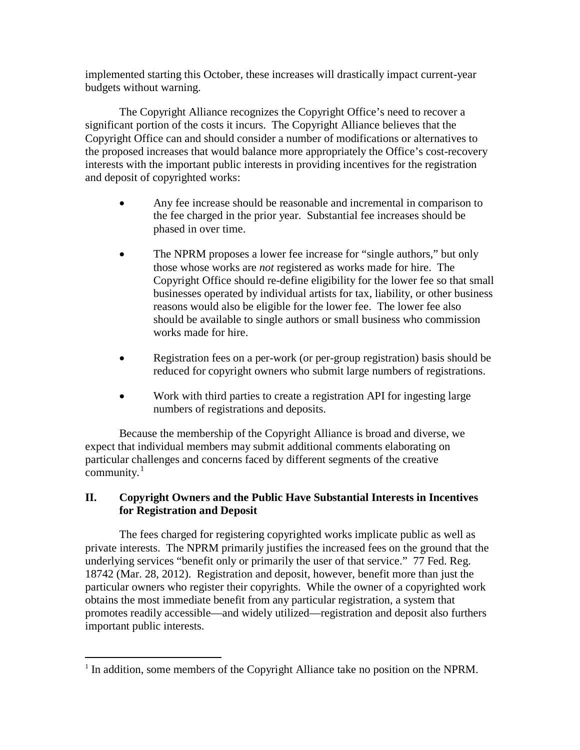implemented starting this October, these increases will drastically impact current-year budgets without warning.

The Copyright Alliance recognizes the Copyright Office's need to recover a significant portion of the costs it incurs. The Copyright Alliance believes that the Copyright Office can and should consider a number of modifications or alternatives to the proposed increases that would balance more appropriately the Office's cost-recovery interests with the important public interests in providing incentives for the registration and deposit of copyrighted works:

- Any fee increase should be reasonable and incremental in comparison to the fee charged in the prior year. Substantial fee increases should be phased in over time.
- The NPRM proposes a lower fee increase for "single authors," but only those whose works are *not* registered as works made for hire. The Copyright Office should re-define eligibility for the lower fee so that small businesses operated by individual artists for tax, liability, or other business reasons would also be eligible for the lower fee. The lower fee also should be available to single authors or small business who commission works made for hire.
- Registration fees on a per-work (or per-group registration) basis should be reduced for copyright owners who submit large numbers of registrations.
- Work with third parties to create a registration API for ingesting large numbers of registrations and deposits.

Because the membership of the Copyright Alliance is broad and diverse, we expect that individual members may submit additional comments elaborating on particular challenges and concerns faced by different segments of the creative community.[1]

## II. Copyright Owners and the Public Have Substantial Interests in Incentives for Registration and Deposit

The fees charged for registering copyrighted works implicate public as well as private interests. The NPRM primarily justifies the increased fees on the ground that the underlying services "benefit only or primarily the user of that service." 77 Fed. Reg. 18742 (Mar. 28, 2012). Registration and deposit, however, benefit more than just the particular owners who register their copyrights. While the owner of a copyrighted work obtains the most immediate benefit from any particular registration, a system that promotes readily accessible—and widely utilized—registration and deposit also furthers important public interests.

[1] In addition, some members of the Copyright Alliance take no position on the NPRM.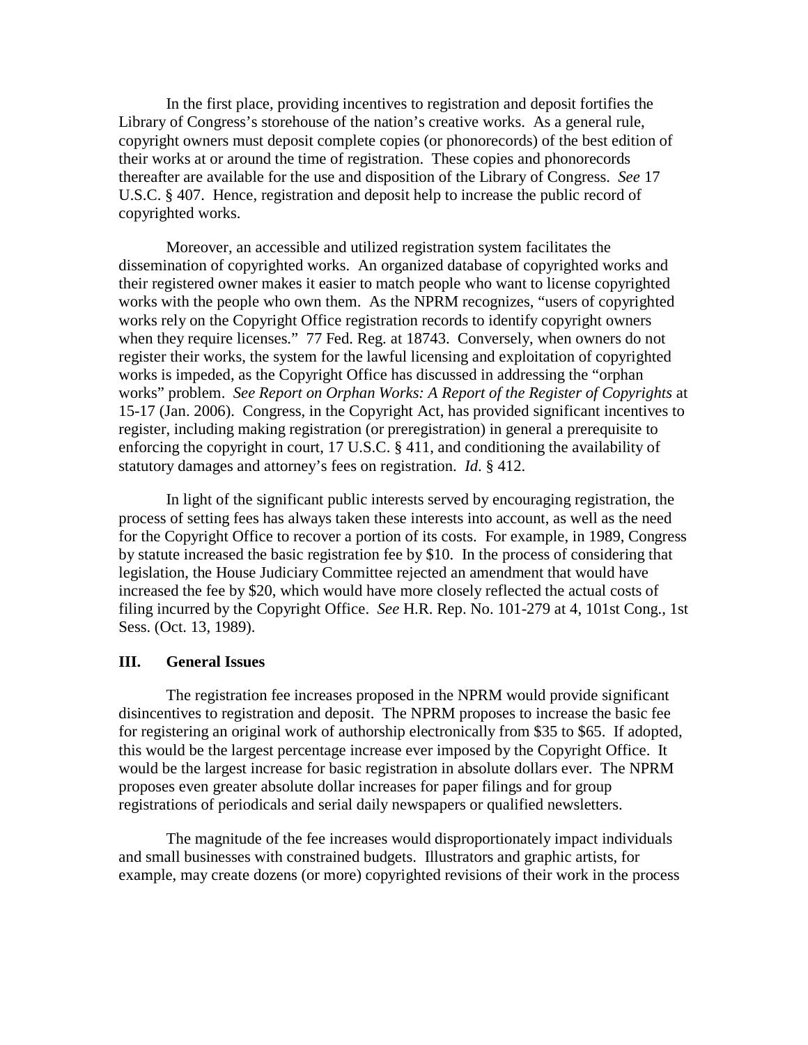In the first place, providing incentives to registration and deposit fortifies the Library of Congress's storehouse of the nation's creative works. As a general rule, copyright owners must deposit complete copies (or phonorecords) of the best edition of their works at or around the time of registration. These copies and phonorecords thereafter are available for the use and disposition of the Library of Congress. *See* 17 U.S.C. § 407. Hence, registration and deposit help to increase the public record of copyrighted works.

Moreover, an accessible and utilized registration system facilitates the dissemination of copyrighted works. An organized database of copyrighted works and their registered owner makes it easier to match people who want to license copyrighted works with the people who own them. As the NPRM recognizes, "users of copyrighted works rely on the Copyright Office registration records to identify copyright owners when they require licenses." 77 Fed. Reg. at 18743. Conversely, when owners do not register their works, the system for the lawful licensing and exploitation of copyrighted works is impeded, as the Copyright Office has discussed in addressing the "orphan works" problem. *See Report on Orphan Works: A Report of the Register of Copyrights* at 15-17 (Jan. 2006). Congress, in the Copyright Act, has provided significant incentives to register, including making registration (or preregistration) in general a prerequisite to enforcing the copyright in court, 17 U.S.C. § 411, and conditioning the availability of statutory damages and attorney's fees on registration. *Id.* § 412.

In light of the significant public interests served by encouraging registration, the process of setting fees has always taken these interests into account, as well as the need for the Copyright Office to recover a portion of its costs. For example, in 1989, Congress by statute increased the basic registration fee by $10. In the process of considering that legislation, the House Judiciary Committee rejected an amendment that would have increased the fee by $20, which would have more closely reflected the actual costs of filing incurred by the Copyright Office. *See* H.R. Rep. No. 101-279 at 4, 101st Cong., 1st Sess. (Oct. 13, 1989).

## III. General Issues

The registration fee increases proposed in the NPRM would provide significant disincentives to registration and deposit. The NPRM proposes to increase the basic fee for registering an original work of authorship electronically from $35 to $65. If adopted, this would be the largest percentage increase ever imposed by the Copyright Office. It would be the largest increase for basic registration in absolute dollars ever. The NPRM proposes even greater absolute dollar increases for paper filings and for group registrations of periodicals and serial daily newspapers or qualified newsletters.

The magnitude of the fee increases would disproportionately impact individuals and small businesses with constrained budgets. Illustrators and graphic artists, for example, may create dozens (or more) copyrighted revisions of their work in the process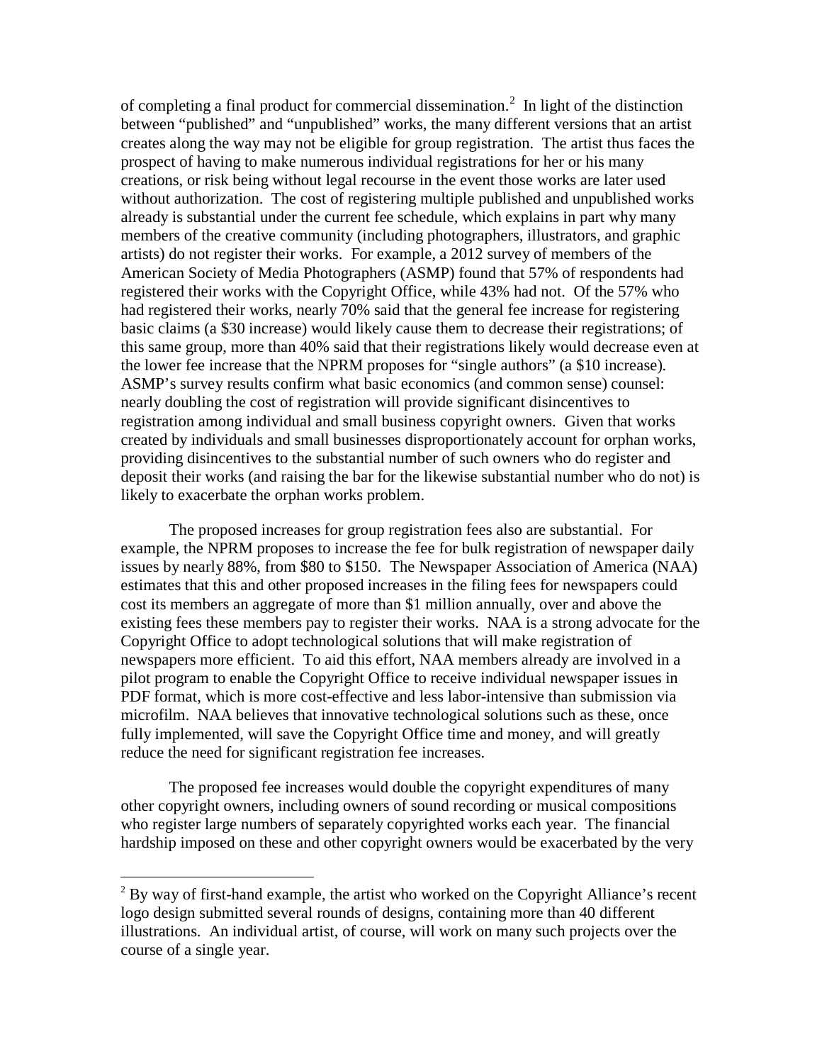of completing a final product for commercial dissemination.[2] In light of the distinction between "published" and "unpublished" works, the many different versions that an artist creates along the way may not be eligible for group registration. The artist thus faces the prospect of having to make numerous individual registrations for her or his many creations, or risk being without legal recourse in the event those works are later used without authorization. The cost of registering multiple published and unpublished works already is substantial under the current fee schedule, which explains in part why many members of the creative community (including photographers, illustrators, and graphic artists) do not register their works. For example, a 2012 survey of members of the American Society of Media Photographers (ASMP) found that 57% of respondents had registered their works with the Copyright Office, while 43% had not. Of the 57% who had registered their works, nearly 70% said that the general fee increase for registering basic claims (a $30 increase) would likely cause them to decrease their registrations; of this same group, more than 40% said that their registrations likely would decrease even at the lower fee increase that the NPRM proposes for "single authors" (a $10 increase). ASMP's survey results confirm what basic economics (and common sense) counsel: nearly doubling the cost of registration will provide significant disincentives to registration among individual and small business copyright owners. Given that works created by individuals and small businesses disproportionately account for orphan works, providing disincentives to the substantial number of such owners who do register and deposit their works (and raising the bar for the likewise substantial number who do not) is likely to exacerbate the orphan works problem.

The proposed increases for group registration fees also are substantial. For example, the NPRM proposes to increase the fee for bulk registration of newspaper daily issues by nearly 88%, from $80 to $150. The Newspaper Association of America (NAA) estimates that this and other proposed increases in the filing fees for newspapers could cost its members an aggregate of more than $1 million annually, over and above the existing fees these members pay to register their works. NAA is a strong advocate for the Copyright Office to adopt technological solutions that will make registration of newspapers more efficient. To aid this effort, NAA members already are involved in a pilot program to enable the Copyright Office to receive individual newspaper issues in PDF format, which is more cost-effective and less labor-intensive than submission via microfilm. NAA believes that innovative technological solutions such as these, once fully implemented, will save the Copyright Office time and money, and will greatly reduce the need for significant registration fee increases.

The proposed fee increases would double the copyright expenditures of many other copyright owners, including owners of sound recording or musical compositions who register large numbers of separately copyrighted works each year. The financial hardship imposed on these and other copyright owners would be exacerbated by the very

---

[2] By way of first-hand example, the artist who worked on the Copyright Alliance's recent logo design submitted several rounds of designs, containing more than 40 different illustrations. An individual artist, of course, will work on many such projects over the course of a single year.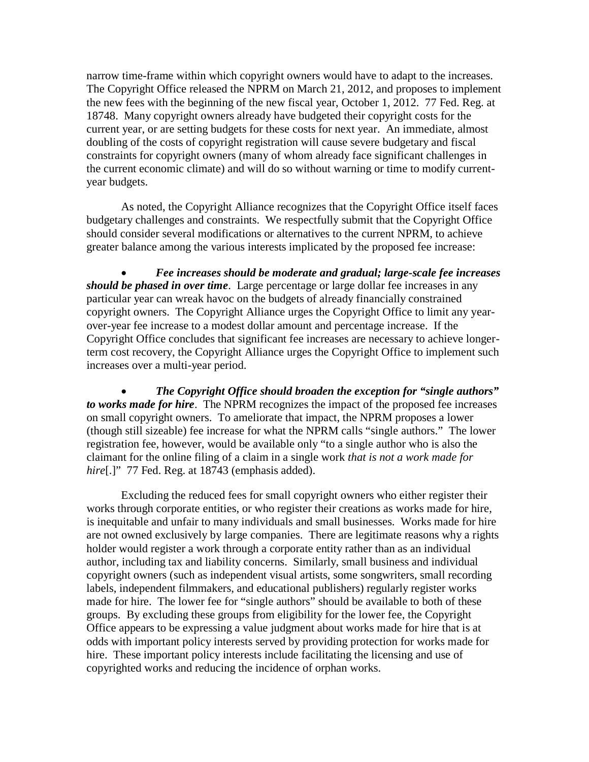narrow time-frame within which copyright owners would have to adapt to the increases. The Copyright Office released the NPRM on March 21, 2012, and proposes to implement the new fees with the beginning of the new fiscal year, October 1, 2012. 77 Fed. Reg. at 18748. Many copyright owners already have budgeted their copyright costs for the current year, or are setting budgets for these costs for next year. An immediate, almost doubling of the costs of copyright registration will cause severe budgetary and fiscal constraints for copyright owners (many of whom already face significant challenges in the current economic climate) and will do so without warning or time to modify current-year budgets.

As noted, the Copyright Alliance recognizes that the Copyright Office itself faces budgetary challenges and constraints. We respectfully submit that the Copyright Office should consider several modifications or alternatives to the current NPRM, to achieve greater balance among the various interests implicated by the proposed fee increase:

- ***Fee increases should be moderate and gradual; large-scale fee increases should be phased in over time***. Large percentage or large dollar fee increases in any particular year can wreak havoc on the budgets of already financially constrained copyright owners. The Copyright Alliance urges the Copyright Office to limit any year-over-year fee increase to a modest dollar amount and percentage increase. If the Copyright Office concludes that significant fee increases are necessary to achieve longer-term cost recovery, the Copyright Alliance urges the Copyright Office to implement such increases over a multi-year period.

- ***The Copyright Office should broaden the exception for "single authors" to works made for hire***. The NPRM recognizes the impact of the proposed fee increases on small copyright owners. To ameliorate that impact, the NPRM proposes a lower (though still sizeable) fee increase for what the NPRM calls "single authors." The lower registration fee, however, would be available only "to a single author who is also the claimant for the online filing of a claim in a single work *that is not a work made for hire*[.]" 77 Fed. Reg. at 18743 (emphasis added).

Excluding the reduced fees for small copyright owners who either register their works through corporate entities, or who register their creations as works made for hire, is inequitable and unfair to many individuals and small businesses. Works made for hire are not owned exclusively by large companies. There are legitimate reasons why a rights holder would register a work through a corporate entity rather than as an individual author, including tax and liability concerns. Similarly, small business and individual copyright owners (such as independent visual artists, some songwriters, small recording labels, independent filmmakers, and educational publishers) regularly register works made for hire. The lower fee for "single authors" should be available to both of these groups. By excluding these groups from eligibility for the lower fee, the Copyright Office appears to be expressing a value judgment about works made for hire that is at odds with important policy interests served by providing protection for works made for hire. These important policy interests include facilitating the licensing and use of copyrighted works and reducing the incidence of orphan works.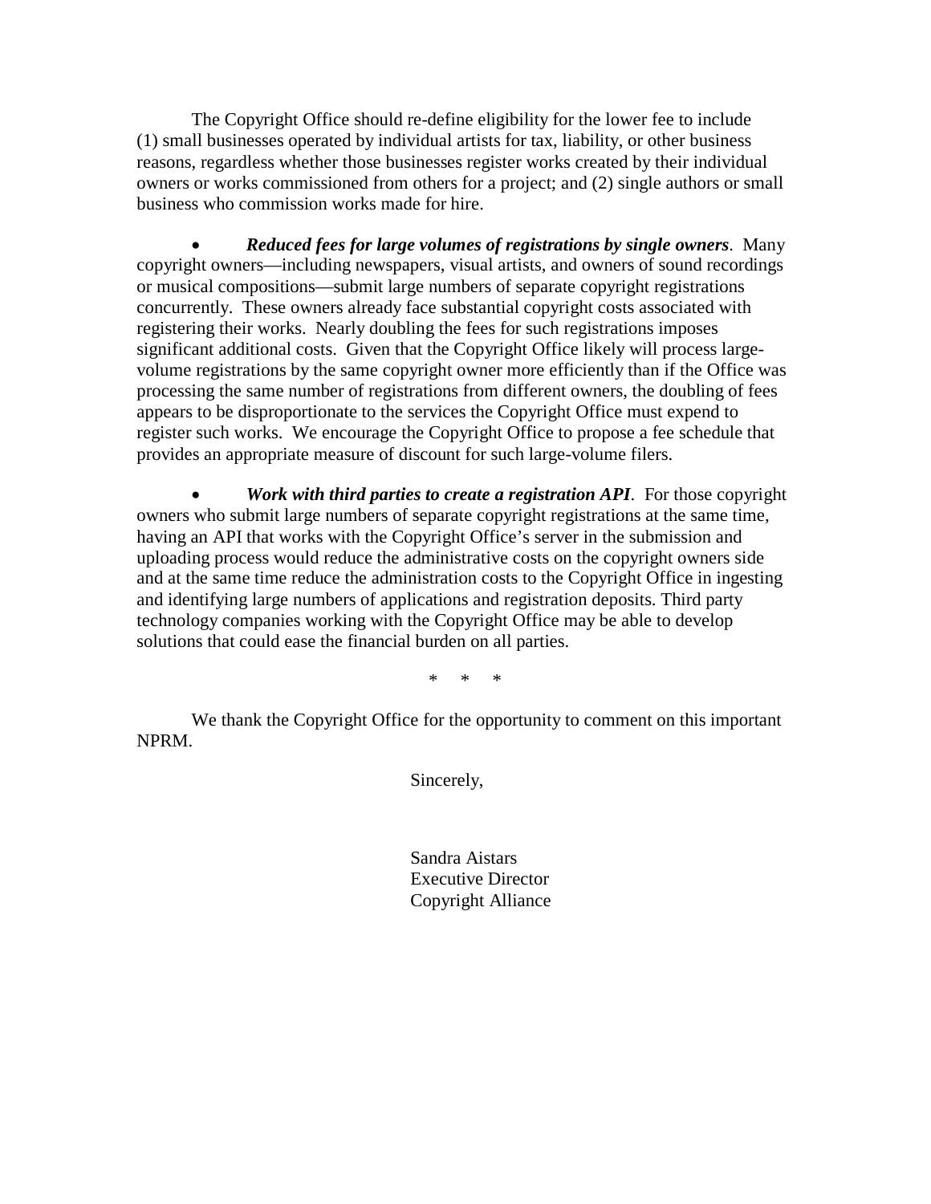The Copyright Office should re-define eligibility for the lower fee to include (1) small businesses operated by individual artists for tax, liability, or other business reasons, regardless whether those businesses register works created by their individual owners or works commissioned from others for a project; and (2) single authors or small business who commission works made for hire.

- ***Reduced fees for large volumes of registrations by single owners***. Many copyright owners—including newspapers, visual artists, and owners of sound recordings or musical compositions—submit large numbers of separate copyright registrations concurrently. These owners already face substantial copyright costs associated with registering their works. Nearly doubling the fees for such registrations imposes significant additional costs. Given that the Copyright Office likely will process large-volume registrations by the same copyright owner more efficiently than if the Office was processing the same number of registrations from different owners, the doubling of fees appears to be disproportionate to the services the Copyright Office must expend to register such works. We encourage the Copyright Office to propose a fee schedule that provides an appropriate measure of discount for such large-volume filers.

- ***Work with third parties to create a registration API***. For those copyright owners who submit large numbers of separate copyright registrations at the same time, having an API that works with the Copyright Office's server in the submission and uploading process would reduce the administrative costs on the copyright owners side and at the same time reduce the administration costs to the Copyright Office in ingesting and identifying large numbers of applications and registration deposits. Third party technology companies working with the Copyright Office may be able to develop solutions that could ease the financial burden on all parties.

\* \* \*

We thank the Copyright Office for the opportunity to comment on this important NPRM.

Sincerely,

Sandra Aistars
Executive Director
Copyright Alliance